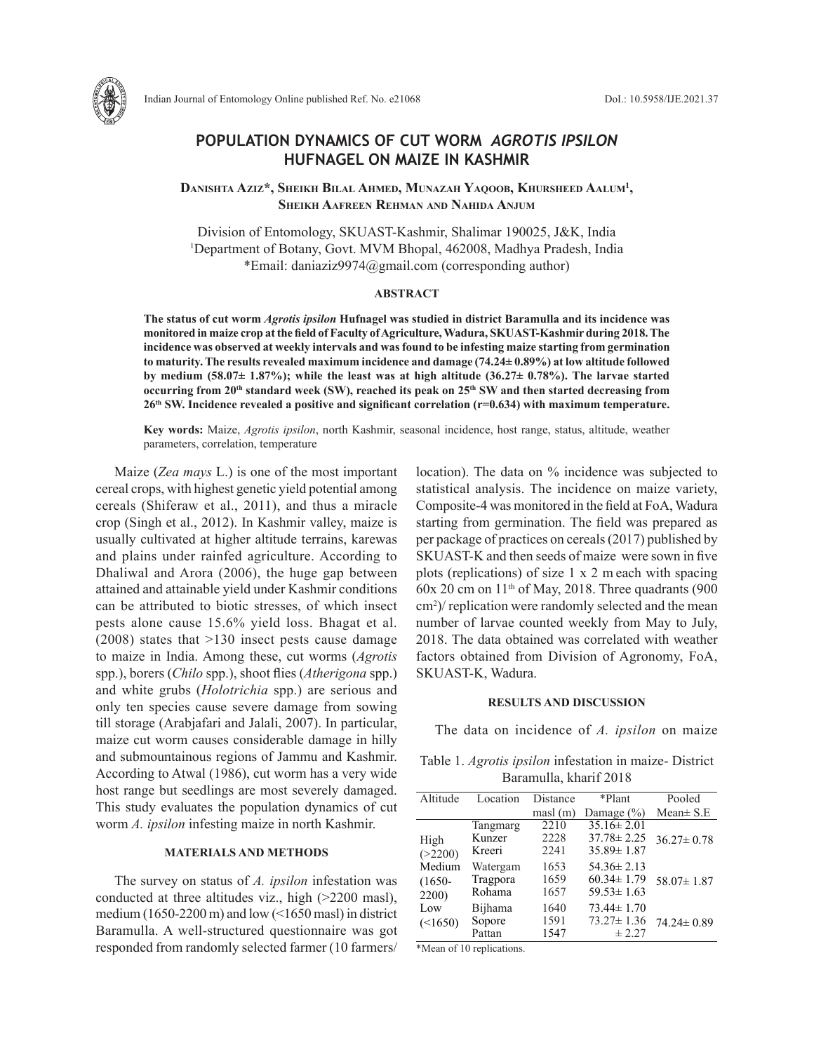# POPULATION DYNAMICS OF CUT WORM *AGROTIS IPSILON* HUFNAGEL ON MAIZE IN KASHMIR

**Danishta Aziz*, Sheikh Bilal Ahmed, Munazah Yaqoob, Khursheed Aalum[1], Sheikh Aafreen Rehman and Nahida Anjum**

Division of Entomology, SKUAST-Kashmir, Shalimar 190025, J&K, India
[1]Department of Botany, Govt. MVM Bhopal, 462008, Madhya Pradesh, India
*Email: daniaziz9974@gmail.com (corresponding author)

## ABSTRACT

**The status of cut worm *Agrotis ipsilon* Hufnagel was studied in district Baramulla and its incidence was monitored in maize crop at the field of Faculty of Agriculture, Wadura, SKUAST-Kashmir during 2018. The incidence was observed at weekly intervals and was found to be infesting maize starting from germination to maturity. The results revealed maximum incidence and damage (74.24± 0.89%) at low altitude followed by medium (58.07± 1.87%); while the least was at high altitude (36.27± 0.78%). The larvae started occurring from 20th standard week (SW), reached its peak on 25th SW and then started decreasing from 26th SW. Incidence revealed a positive and significant correlation (r=0.634) with maximum temperature.**

**Key words:** Maize, *Agrotis ipsilon*, north Kashmir, seasonal incidence, host range, status, altitude, weather parameters, correlation, temperature

Maize (*Zea mays* L.) is one of the most important cereal crops, with highest genetic yield potential among cereals (Shiferaw et al., 2011), and thus a miracle crop (Singh et al., 2012). In Kashmir valley, maize is usually cultivated at higher altitude terrains, karewas and plains under rainfed agriculture. According to Dhaliwal and Arora (2006), the huge gap between attained and attainable yield under Kashmir conditions can be attributed to biotic stresses, of which insect pests alone cause 15.6% yield loss. Bhagat et al. (2008) states that >130 insect pests cause damage to maize in India. Among these, cut worms (*Agrotis* spp.), borers (*Chilo* spp.), shoot flies (*Atherigona* spp.) and white grubs (*Holotrichia* spp.) are serious and only ten species cause severe damage from sowing till storage (Arabjafari and Jalali, 2007). In particular, maize cut worm causes considerable damage in hilly and submountainous regions of Jammu and Kashmir. According to Atwal (1986), cut worm has a very wide host range but seedlings are most severely damaged. This study evaluates the population dynamics of cut worm *A. ipsilon* infesting maize in north Kashmir.

## MATERIALS AND METHODS

The survey on status of *A. ipsilon* infestation was conducted at three altitudes viz., high (>2200 masl), medium (1650-2200 m) and low (<1650 masl) in district Baramulla. A well-structured questionnaire was got responded from randomly selected farmer (10 farmers/location). The data on % incidence was subjected to statistical analysis. The incidence on maize variety, Composite-4 was monitored in the field at FoA, Wadura starting from germination. The field was prepared as per package of practices on cereals (2017) published by SKUAST-K and then seeds of maize were sown in five plots (replications) of size 1 x 2 m each with spacing 60x 20 cm on 11th of May, 2018. Three quadrants (900 cm$^2$)/ replication were randomly selected and the mean number of larvae counted weekly from May to July, 2018. The data obtained was correlated with weather factors obtained from Division of Agronomy, FoA, SKUAST-K, Wadura.

## RESULTS AND DISCUSSION

The data on incidence of *A. ipsilon* on maize

Table 1. *Agrotis ipsilon* infestation in maize- District Baramulla, kharif 2018

| Altitude | Location | Distance masl (m) | *Plant Damage (%) | Pooled Mean± S.E |
|---|---|---|---|---|
| High (>2200) | Tangmarg | 2210 | 35.16± 2.01 | 36.27± 0.78 |
| | Kunzer | 2228 | 37.78± 2.25 | |
| | Kreeri | 2241 | 35.89± 1.87 | |
| Medium (1650-2200) | Watergam | 1653 | 54.36± 2.13 | 58.07± 1.87 |
| | Tragpora | 1659 | 60.34± 1.79 | |
| | Rohama | 1657 | 59.53± 1.63 | |
| Low (<1650) | Bijhama | 1640 | 73.44± 1.70 | 74.24± 0.89 |
| | Sopore | 1591 | 73.27± 1.36 | |
| | Pattan | 1547 | ± 2.27 | |

*Mean of 10 replications.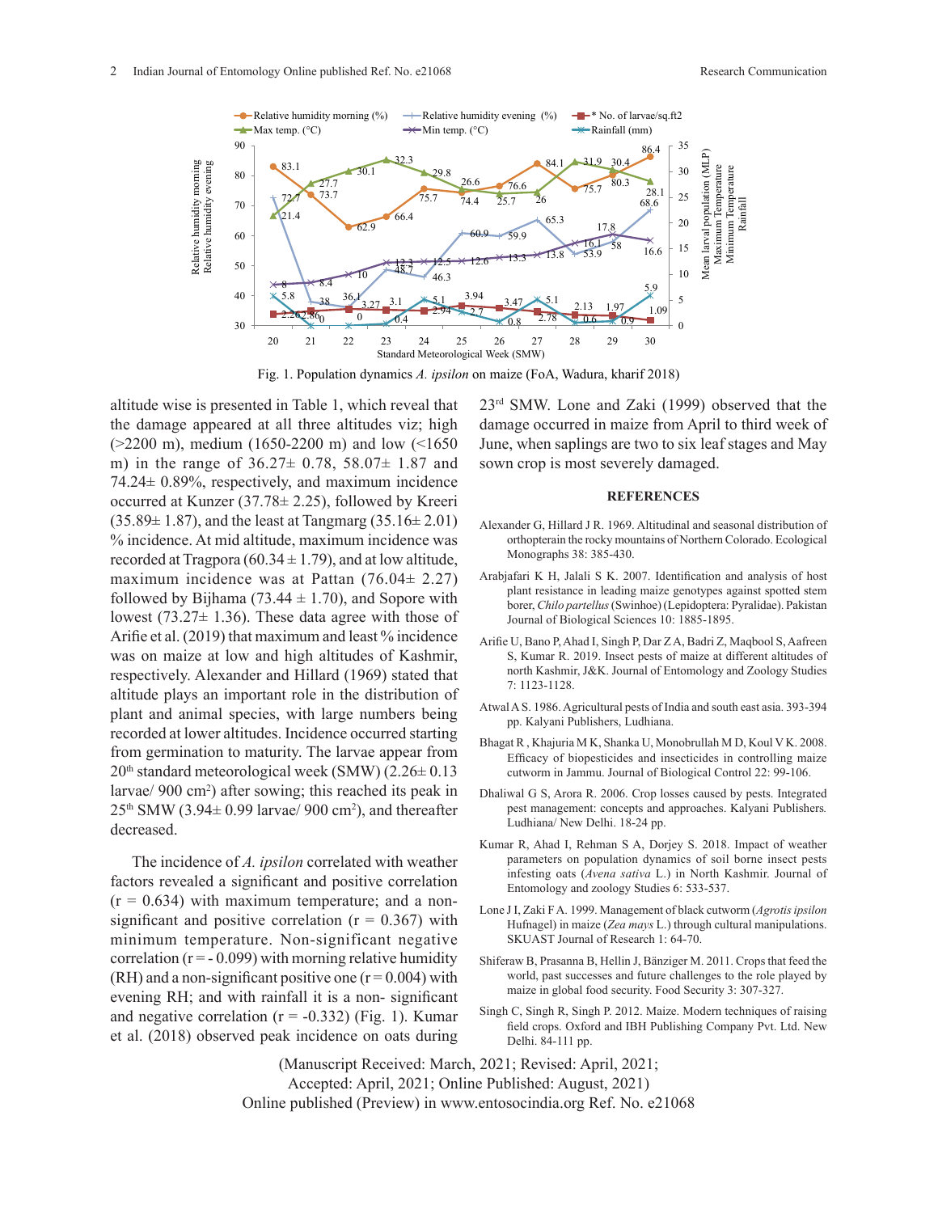Relative humidity morning (%)
Relative humidity evening (%)
* No. of larvae/sq.ft2
Max temp. (°C)
Min temp. (°C)
Rainfall (mm)

Relative humidity morning
Relative humidity evening

Mean larval population (MLP)
Maximum Temperature
Minimum Temperature
Rainfall

90
80
70
60
50
40
30

35
30
25
20
15
10
5
0

83.1
73.7
62.9
66.4
75.7
74.4
76.6
84.1
75.7
80.3
86.4

72.7
38
36.1
48.7
46.3
60.9
59.9
65.3
53.9
58
68.6

21.4
27.7
30.1
32.3
29.8
26.6
25.7
26
31.9
30.4
28.1

8
8.4
10
12.3
12.5
12.6
13.3
13.8
16.1
17.8
16.6

5.8
0
0
0.4
5.1
2.7
0.8
5.1
0.6
0.9
5.9

2.26
2.86
3.27
3.1
2.94
3.94
3.47
2.78
2.13
1.97
1.09

20
21
22
23
24
25
26
27
28
29
30

Standard Meteorological Week (SMW)

Fig. 1. Population dynamics *A. ipsilon* on maize (FoA, Wadura, kharif 2018)

altitude wise is presented in Table 1, which reveal that the damage appeared at all three altitudes viz; high (>2200 m), medium (1650-2200 m) and low (<1650 m) in the range of 36.27± 0.78, 58.07± 1.87 and 74.24± 0.89%, respectively, and maximum incidence occurred at Kunzer (37.78± 2.25), followed by Kreeri (35.89± 1.87), and the least at Tangmarg (35.16± 2.01) % incidence. At mid altitude, maximum incidence was recorded at Tragpora (60.34 ± 1.79), and at low altitude, maximum incidence was at Pattan (76.04± 2.27) followed by Bijhama (73.44 ± 1.70), and Sopore with lowest (73.27± 1.36). These data agree with those of Arifie et al. (2019) that maximum and least % incidence was on maize at low and high altitudes of Kashmir, respectively. Alexander and Hillard (1969) stated that altitude plays an important role in the distribution of plant and animal species, with large numbers being recorded at lower altitudes. Incidence occurred starting from germination to maturity. The larvae appear from 20th standard meteorological week (SMW) (2.26± 0.13 larvae/ 900 cm$^2$) after sowing; this reached its peak in 25th SMW (3.94± 0.99 larvae/ 900 cm$^2$), and thereafter decreased.

The incidence of *A. ipsilon* correlated with weather factors revealed a significant and positive correlation ($r = 0.634$) with maximum temperature; and a non-significant and positive correlation ($r = 0.367$) with minimum temperature. Non-significant negative correlation ($r = -0.099$) with morning relative humidity (RH) and a non-significant positive one ($r = 0.004$) with evening RH; and with rainfall it is a non- significant and negative correlation ($r = -0.332$) (Fig. 1). Kumar et al. (2018) observed peak incidence on oats during 23rd SMW. Lone and Zaki (1999) observed that the damage occurred in maize from April to third week of June, when saplings are two to six leaf stages and May sown crop is most severely damaged.

## REFERENCES

Alexander G, Hillard J R. 1969. Altitudinal and seasonal distribution of orthopterain the rocky mountains of Northern Colorado. Ecological Monographs 38: 385-430.

Arabjafari K H, Jalali S K. 2007. Identification and analysis of host plant resistance in leading maize genotypes against spotted stem borer, *Chilo partellus* (Swinhoe) (Lepidoptera: Pyralidae). Pakistan Journal of Biological Sciences 10: 1885-1895.

Arifie U, Bano P, Ahad I, Singh P, Dar Z A, Badri Z, Maqbool S, Aafreen S, Kumar R. 2019. Insect pests of maize at different altitudes of north Kashmir, J&K. Journal of Entomology and Zoology Studies 7: 1123-1128.

Atwal A S. 1986. Agricultural pests of India and south east asia. 393-394 pp. Kalyani Publishers, Ludhiana.

Bhagat R , Khajuria M K, Shanka U, Monobrullah M D, Koul V K. 2008. Efficacy of biopesticides and insecticides in controlling maize cutworm in Jammu. Journal of Biological Control 22: 99-106.

Dhaliwal G S, Arora R. 2006. Crop losses caused by pests. Integrated pest management: concepts and approaches. Kalyani Publishers. Ludhiana/ New Delhi. 18-24 pp.

Kumar R, Ahad I, Rehman S A, Dorjey S. 2018. Impact of weather parameters on population dynamics of soil borne insect pests infesting oats (*Avena sativa* L.) in North Kashmir. Journal of Entomology and zoology Studies 6: 533-537.

Lone J I, Zaki F A. 1999. Management of black cutworm (*Agrotis ipsilon* Hufnagel) in maize (*Zea mays* L.) through cultural manipulations. SKUAST Journal of Research 1: 64-70.

Shiferaw B, Prasanna B, Hellin J, Bänziger M. 2011. Crops that feed the world, past successes and future challenges to the role played by maize in global food security. Food Security 3: 307-327.

Singh C, Singh R, Singh P. 2012. Maize. Modern techniques of raising field crops. Oxford and IBH Publishing Company Pvt. Ltd. New Delhi. 84-111 pp.

(Manuscript Received: March, 2021; Revised: April, 2021;
Accepted: April, 2021; Online Published: August, 2021)
Online published (Preview) in www.entosocindia.org Ref. No. e21068